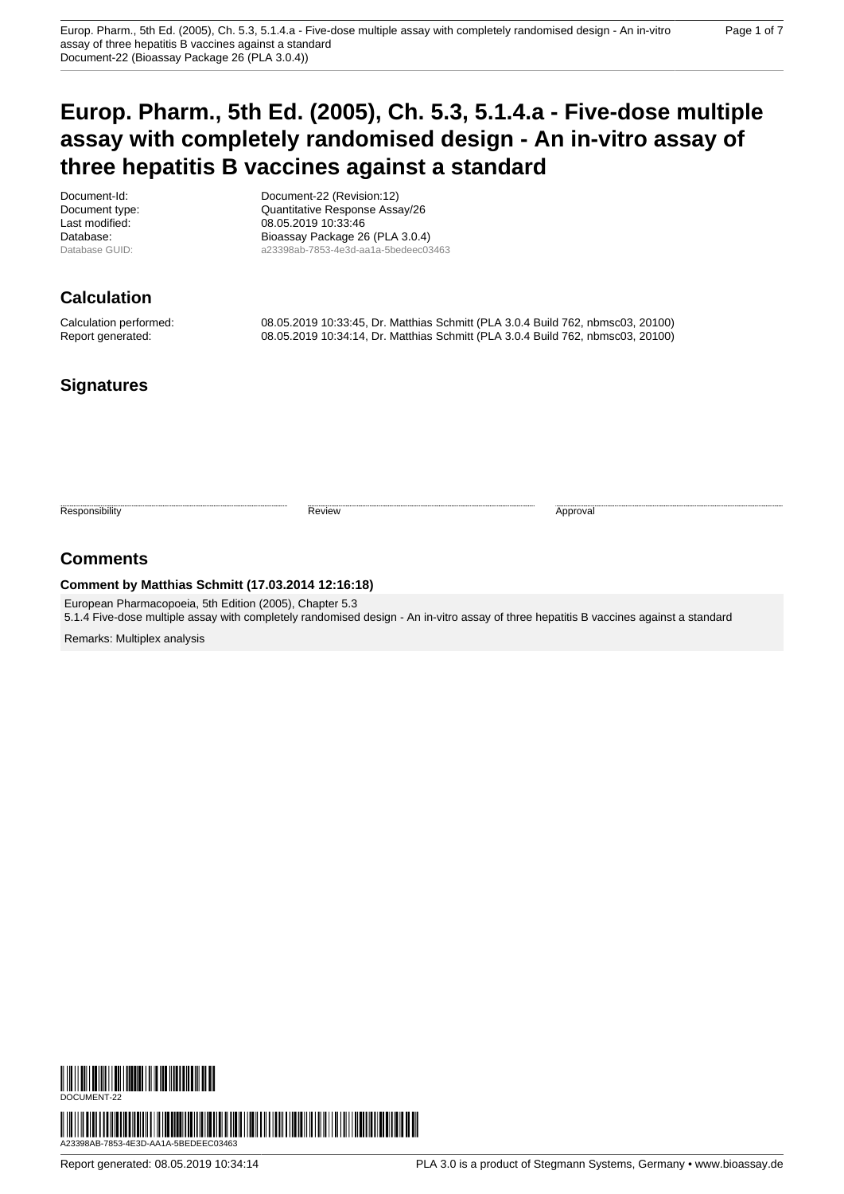# Europ. Pharm., 5th Ed. (2005), Ch. 5.3, 5.1.4.a - Five-dose multiple assay with completely randomised design - An in-vitro assay of three hepatitis B vaccines against a standard

| | |
|---|---|
| Document-Id: | Document-22 (Revision:12) |
| Document type: | Quantitative Response Assay/26 |
| Last modified: | 08.05.2019 10:33:46 |
| Database: | Bioassay Package 26 (PLA 3.0.4) |
| Database GUID: | a23398ab-7853-4e3d-aa1a-5bedeec03463 |

## Calculation

| | |
|---|---|
| Calculation performed: | 08.05.2019 10:33:45, Dr. Matthias Schmitt (PLA 3.0.4 Build 762, nbmsc03, 20100) |
| Report generated: | 08.05.2019 10:34:14, Dr. Matthias Schmitt (PLA 3.0.4 Build 762, nbmsc03, 20100) |

## Signatures

| Responsibility | Review | Approval |
|---|---|---|

## Comments

**Comment by Matthias Schmitt (17.03.2014 12:16:18)**

European Pharmacopoeia, 5th Edition (2005), Chapter 5.3
5.1.4 Five-dose multiple assay with completely randomised design - An in-vitro assay of three hepatitis B vaccines against a standard

Remarks: Multiplex analysis

DOCUMENT-22

A23398AB-7853-4E3D-AA1A-5BEDEEC03463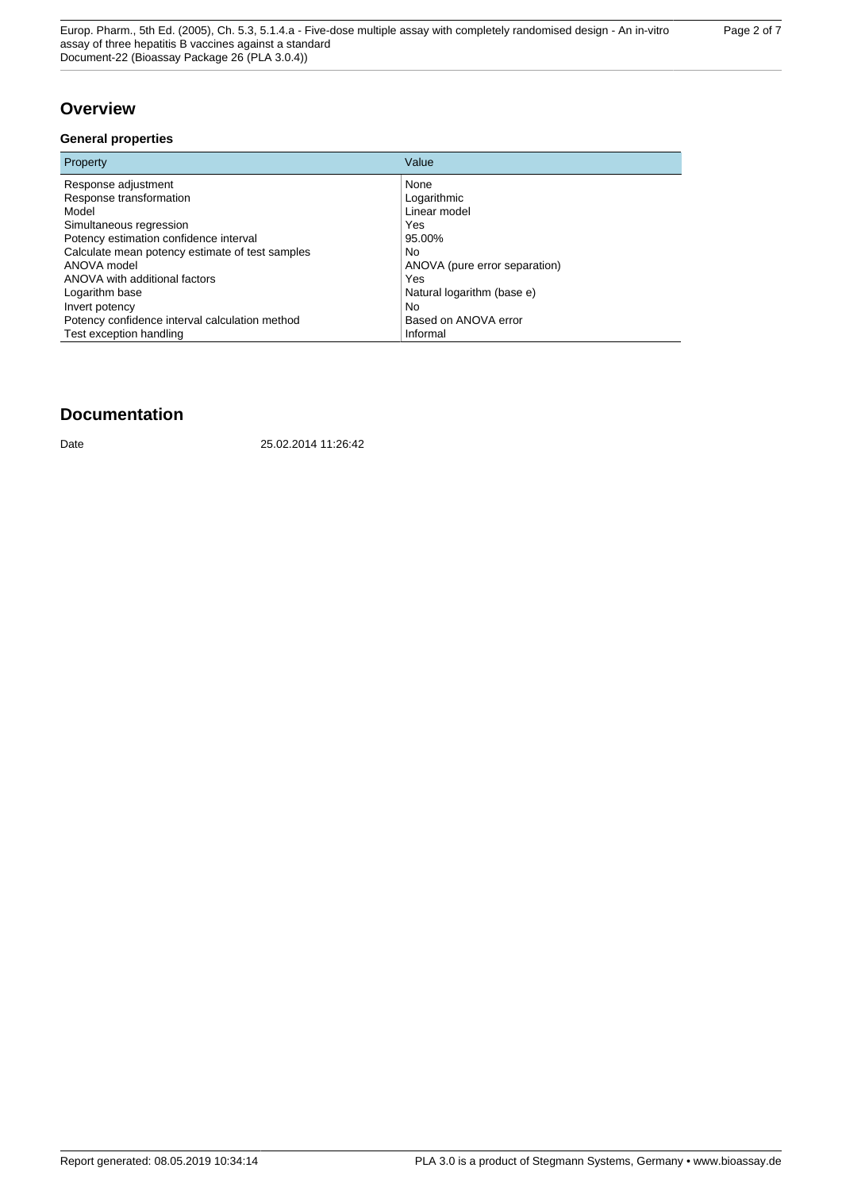## Overview

### General properties

| Property | Value |
|---|---|
| Response adjustment | None |
| Response transformation | Logarithmic |
| Model | Linear model |
| Simultaneous regression | Yes |
| Potency estimation confidence interval | 95.00% |
| Calculate mean potency estimate of test samples | No |
| ANOVA model | ANOVA (pure error separation) |
| ANOVA with additional factors | Yes |
| Logarithm base | Natural logarithm (base e) |
| Invert potency | No |
| Potency confidence interval calculation method | Based on ANOVA error |
| Test exception handling | Informal |

## Documentation

Date 25.02.2014 11:26:42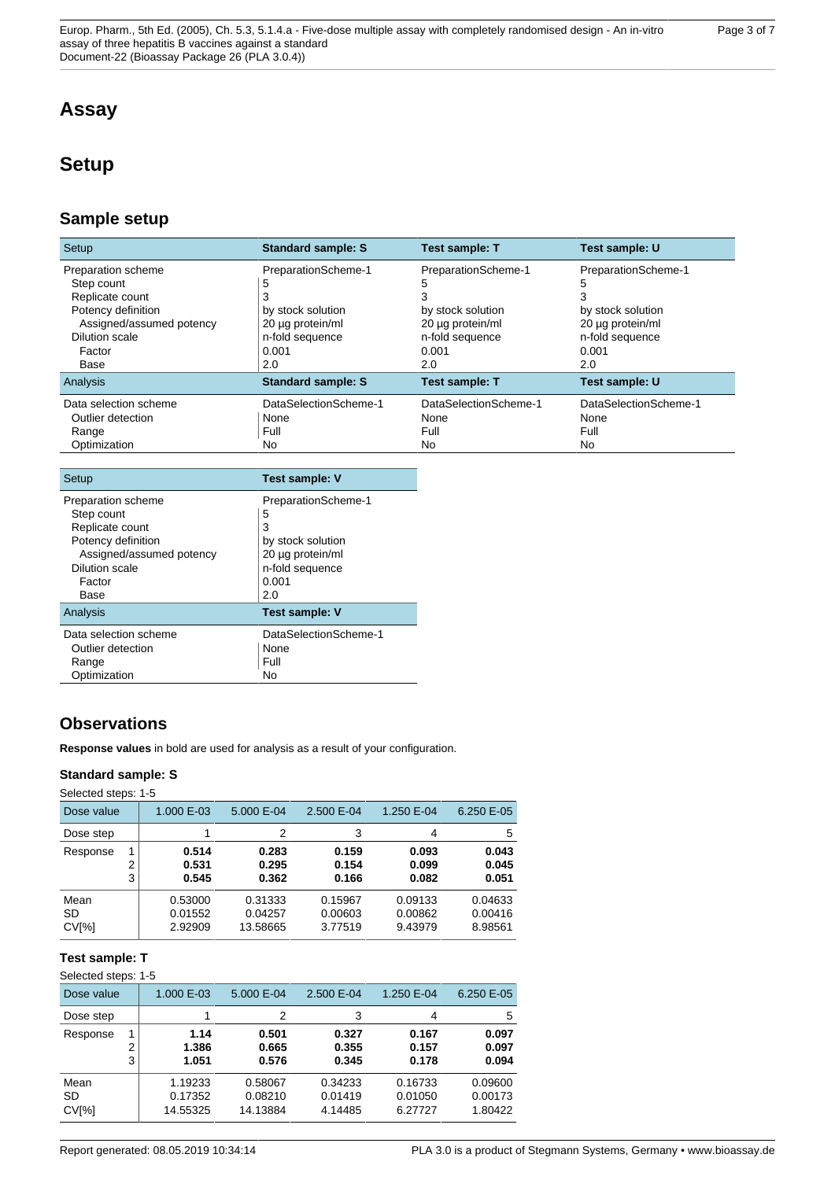# Assay

# Setup

## Sample setup

| Setup | Standard sample: S | Test sample: T | Test sample: U |
|---|---|---|---|
| Preparation scheme | PreparationScheme-1 | PreparationScheme-1 | PreparationScheme-1 |
| Step count | 5 | 5 | 5 |
| Replicate count | 3 | 3 | 3 |
| Potency definition | by stock solution | by stock solution | by stock solution |
| Assigned/assumed potency | 20 µg protein/ml | 20 µg protein/ml | 20 µg protein/ml |
| Dilution scale | n-fold sequence | n-fold sequence | n-fold sequence |
| Factor | 0.001 | 0.001 | 0.001 |
| Base | 2.0 | 2.0 | 2.0 |
| **Analysis** | **Standard sample: S** | **Test sample: T** | **Test sample: U** |
| Data selection scheme | DataSelectionScheme-1 | DataSelectionScheme-1 | DataSelectionScheme-1 |
| Outlier detection | None | None | None |
| Range | Full | Full | Full |
| Optimization | No | No | No |

| Setup | Test sample: V |
|---|---|
| Preparation scheme | PreparationScheme-1 |
| Step count | 5 |
| Replicate count | 3 |
| Potency definition | by stock solution |
| Assigned/assumed potency | 20 µg protein/ml |
| Dilution scale | n-fold sequence |
| Factor | 0.001 |
| Base | 2.0 |
| **Analysis** | **Test sample: V** |
| Data selection scheme | DataSelectionScheme-1 |
| Outlier detection | None |
| Range | Full |
| Optimization | No |

## Observations

**Response values** in bold are used for analysis as a result of your configuration.

### Standard sample: S

Selected steps: 1-5

| Dose value | | 1.000 E-03 | 5.000 E-04 | 2.500 E-04 | 1.250 E-04 | 6.250 E-05 |
|---|---|---|---|---|---|---|
| Dose step | | 1 | 2 | 3 | 4 | 5 |
| Response | 1 | **0.514** | **0.283** | **0.159** | **0.093** | **0.043** |
| | 2 | **0.531** | **0.295** | **0.154** | **0.099** | **0.045** |
| | 3 | **0.545** | **0.362** | **0.166** | **0.082** | **0.051** |
| Mean | | 0.53000 | 0.31333 | 0.15967 | 0.09133 | 0.04633 |
| SD | | 0.01552 | 0.04257 | 0.00603 | 0.00862 | 0.00416 |
| CV[%] | | 2.92909 | 13.58665 | 3.77519 | 9.43979 | 8.98561 |

### Test sample: T

Selected steps: 1-5

| Dose value | | 1.000 E-03 | 5.000 E-04 | 2.500 E-04 | 1.250 E-04 | 6.250 E-05 |
|---|---|---|---|---|---|---|
| Dose step | | 1 | 2 | 3 | 4 | 5 |
| Response | 1 | **1.14** | **0.501** | **0.327** | **0.167** | **0.097** |
| | 2 | **1.386** | **0.665** | **0.355** | **0.157** | **0.097** |
| | 3 | **1.051** | **0.576** | **0.345** | **0.178** | **0.094** |
| Mean | | 1.19233 | 0.58067 | 0.34233 | 0.16733 | 0.09600 |
| SD | | 0.17352 | 0.08210 | 0.01419 | 0.01050 | 0.00173 |
| CV[%] | | 14.55325 | 14.13884 | 4.14485 | 6.27727 | 1.80422 |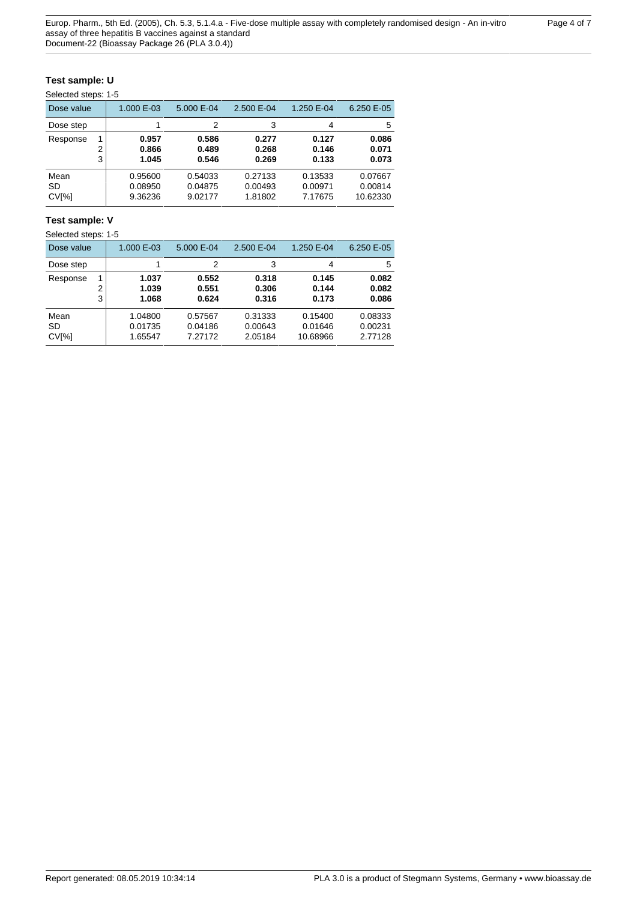### Test sample: U

Selected steps: 1-5

| Dose value | | 1.000 E-03 | 5.000 E-04 | 2.500 E-04 | 1.250 E-04 | 6.250 E-05 |
|---|---|---|---|---|---|---|
| Dose step | | 1 | 2 | 3 | 4 | 5 |
| Response | 1 | **0.957** | **0.586** | **0.277** | **0.127** | **0.086** |
| | 2 | **0.866** | **0.489** | **0.268** | **0.146** | **0.071** |
| | 3 | **1.045** | **0.546** | **0.269** | **0.133** | **0.073** |
| Mean | | 0.95600 | 0.54033 | 0.27133 | 0.13533 | 0.07667 |
| SD | | 0.08950 | 0.04875 | 0.00493 | 0.00971 | 0.00814 |
| CV[%] | | 9.36236 | 9.02177 | 1.81802 | 7.17675 | 10.62330 |

### Test sample: V

Selected steps: 1-5

| Dose value | | 1.000 E-03 | 5.000 E-04 | 2.500 E-04 | 1.250 E-04 | 6.250 E-05 |
|---|---|---|---|---|---|---|
| Dose step | | 1 | 2 | 3 | 4 | 5 |
| Response | 1 | **1.037** | **0.552** | **0.318** | **0.145** | **0.082** |
| | 2 | **1.039** | **0.551** | **0.306** | **0.144** | **0.082** |
| | 3 | **1.068** | **0.624** | **0.316** | **0.173** | **0.086** |
| Mean | | 1.04800 | 0.57567 | 0.31333 | 0.15400 | 0.08333 |
| SD | | 0.01735 | 0.04186 | 0.00643 | 0.01646 | 0.00231 |
| CV[%] | | 1.65547 | 7.27172 | 2.05184 | 10.68966 | 2.77128 |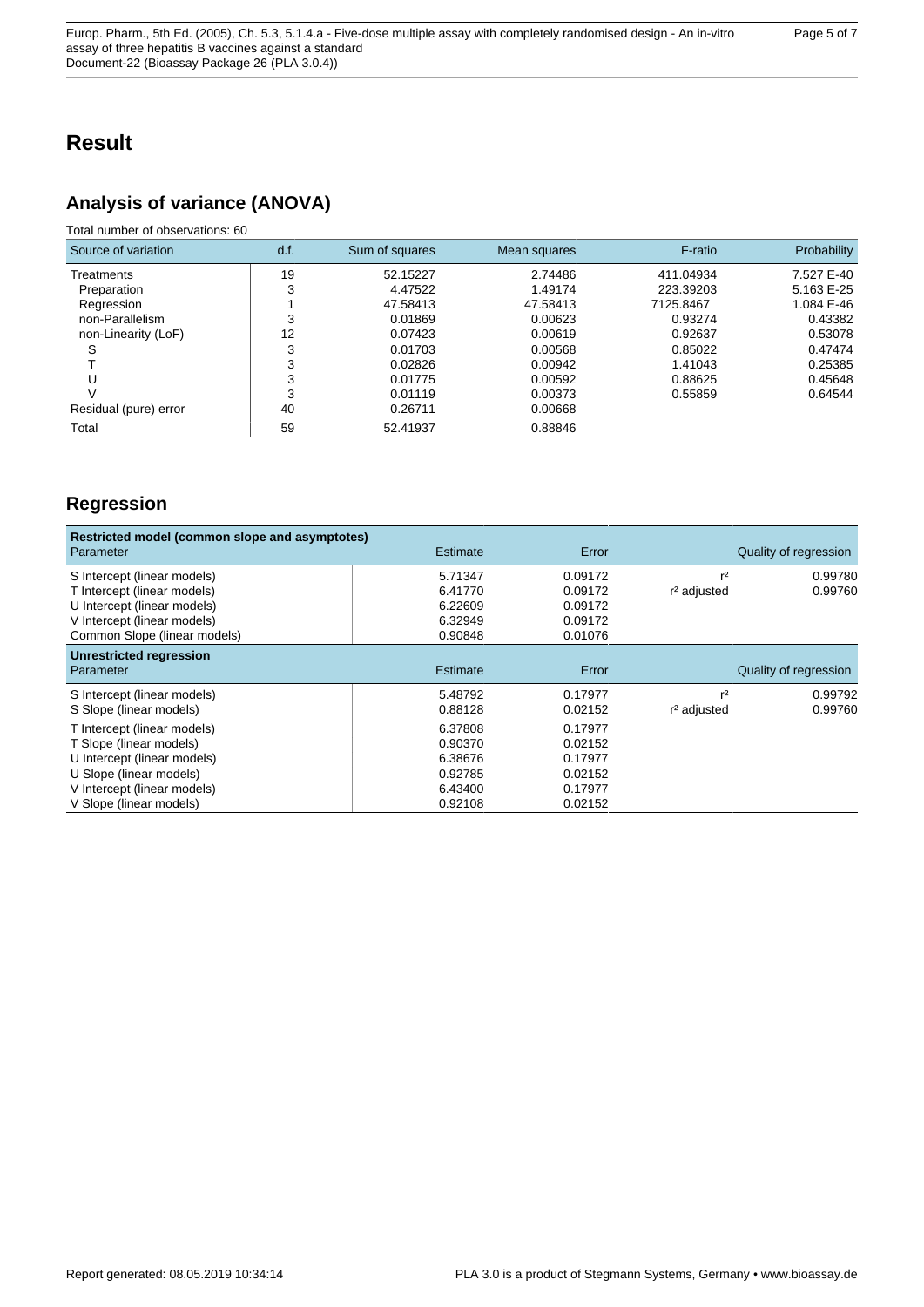# Result

## Analysis of variance (ANOVA)

Total number of observations: 60

| Source of variation | d.f. | Sum of squares | Mean squares | F-ratio | Probability |
|---|---|---|---|---|---|
| Treatments | 19 | 52.15227 | 2.74486 | 411.04934 | 7.527 E-40 |
| Preparation | 3 | 4.47522 | 1.49174 | 223.39203 | 5.163 E-25 |
| Regression | 1 | 47.58413 | 47.58413 | 7125.8467 | 1.084 E-46 |
| non-Parallelism | 3 | 0.01869 | 0.00623 | 0.93274 | 0.43382 |
| non-Linearity (LoF) | 12 | 0.07423 | 0.00619 | 0.92637 | 0.53078 |
| S | 3 | 0.01703 | 0.00568 | 0.85022 | 0.47474 |
| T | 3 | 0.02826 | 0.00942 | 1.41043 | 0.25385 |
| U | 3 | 0.01775 | 0.00592 | 0.88625 | 0.45648 |
| V | 3 | 0.01119 | 0.00373 | 0.55859 | 0.64544 |
| Residual (pure) error | 40 | 0.26711 | 0.00668 | | |
| Total | 59 | 52.41937 | 0.88846 | | |

## Regression

| **Restricted model (common slope and asymptotes)** Parameter | Estimate | Error | | Quality of regression |
|---|---|---|---|---|
| S Intercept (linear models) | 5.71347 | 0.09172 | $r^2$ | 0.99780 |
| T Intercept (linear models) | 6.41770 | 0.09172 | $r^2$ adjusted | 0.99760 |
| U Intercept (linear models) | 6.22609 | 0.09172 | | |
| V Intercept (linear models) | 6.32949 | 0.09172 | | |
| Common Slope (linear models) | 0.90848 | 0.01076 | | |
| **Unrestricted regression** Parameter | Estimate | Error | | Quality of regression |
| S Intercept (linear models) | 5.48792 | 0.17977 | $r^2$ | 0.99792 |
| S Slope (linear models) | 0.88128 | 0.02152 | $r^2$ adjusted | 0.99760 |
| T Intercept (linear models) | 6.37808 | 0.17977 | | |
| T Slope (linear models) | 0.90370 | 0.02152 | | |
| U Intercept (linear models) | 6.38676 | 0.17977 | | |
| U Slope (linear models) | 0.92785 | 0.02152 | | |
| V Intercept (linear models) | 6.43400 | 0.17977 | | |
| V Slope (linear models) | 0.92108 | 0.02152 | | |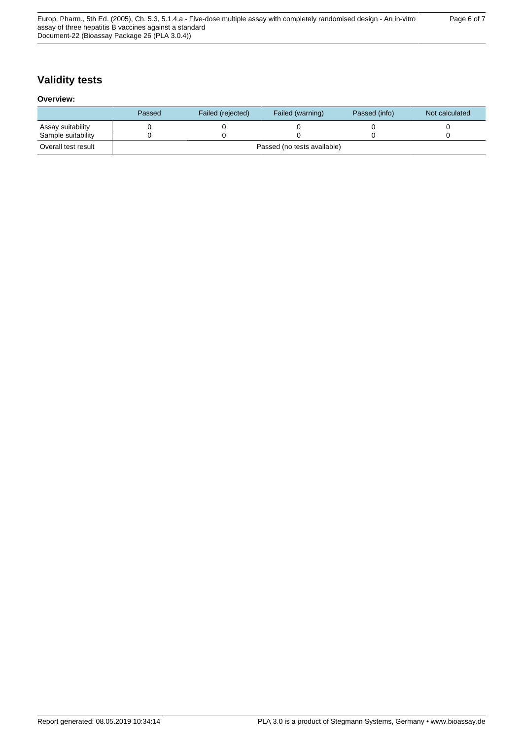## Validity tests

**Overview:**

| | Passed | Failed (rejected) | Failed (warning) | Passed (info) | Not calculated |
|---|---|---|---|---|---|
| Assay suitability | 0 | 0 | 0 | 0 | 0 |
| Sample suitability | 0 | 0 | 0 | 0 | 0 |
| Overall test result | Passed (no tests available) | | | | |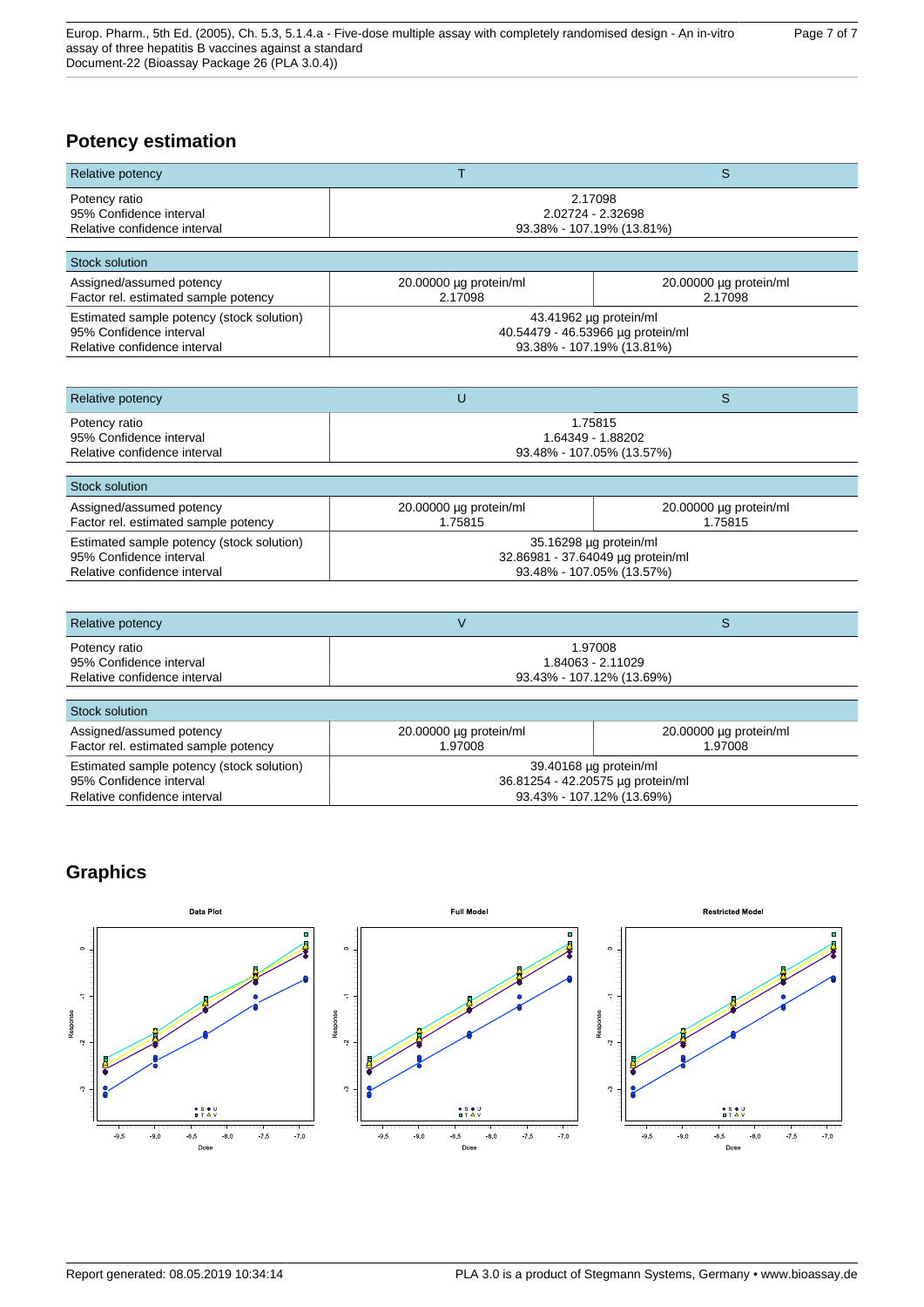## Potency estimation

| Relative potency | T | S |
|---|---|---|
| Potency ratio<br>95% Confidence interval<br>Relative confidence interval | 2.17098<br>2.02724 - 2.32698<br>93.38% - 107.19% (13.81%) | |
| **Stock solution** | | |
| Assigned/assumed potency<br>Factor rel. estimated sample potency | 20.00000 µg protein/ml<br>2.17098 | 20.00000 µg protein/ml<br>2.17098 |
| Estimated sample potency (stock solution)<br>95% Confidence interval<br>Relative confidence interval | 43.41962 µg protein/ml<br>40.54479 - 46.53966 µg protein/ml<br>93.38% - 107.19% (13.81%) | |

| Relative potency | U | S |
|---|---|---|
| Potency ratio<br>95% Confidence interval<br>Relative confidence interval | 1.75815<br>1.64349 - 1.88202<br>93.48% - 107.05% (13.57%) | |
| **Stock solution** | | |
| Assigned/assumed potency<br>Factor rel. estimated sample potency | 20.00000 µg protein/ml<br>1.75815 | 20.00000 µg protein/ml<br>1.75815 |
| Estimated sample potency (stock solution)<br>95% Confidence interval<br>Relative confidence interval | 35.16298 µg protein/ml<br>32.86981 - 37.64049 µg protein/ml<br>93.48% - 107.05% (13.57%) | |

| Relative potency | V | S |
|---|---|---|
| Potency ratio<br>95% Confidence interval<br>Relative confidence interval | 1.97008<br>1.84063 - 2.11029<br>93.43% - 107.12% (13.69%) | |
| **Stock solution** | | |
| Assigned/assumed potency<br>Factor rel. estimated sample potency | 20.00000 µg protein/ml<br>1.97008 | 20.00000 µg protein/ml<br>1.97008 |
| Estimated sample potency (stock solution)<br>95% Confidence interval<br>Relative confidence interval | 39.40168 µg protein/ml<br>36.81254 - 42.20575 µg protein/ml<br>93.43% - 107.12% (13.69%) | |

## Graphics

Data Plot

Response

Dose

S U T V

Full Model

Response

Dose

S U T V

Restricted Model

Response

Dose

S U T V